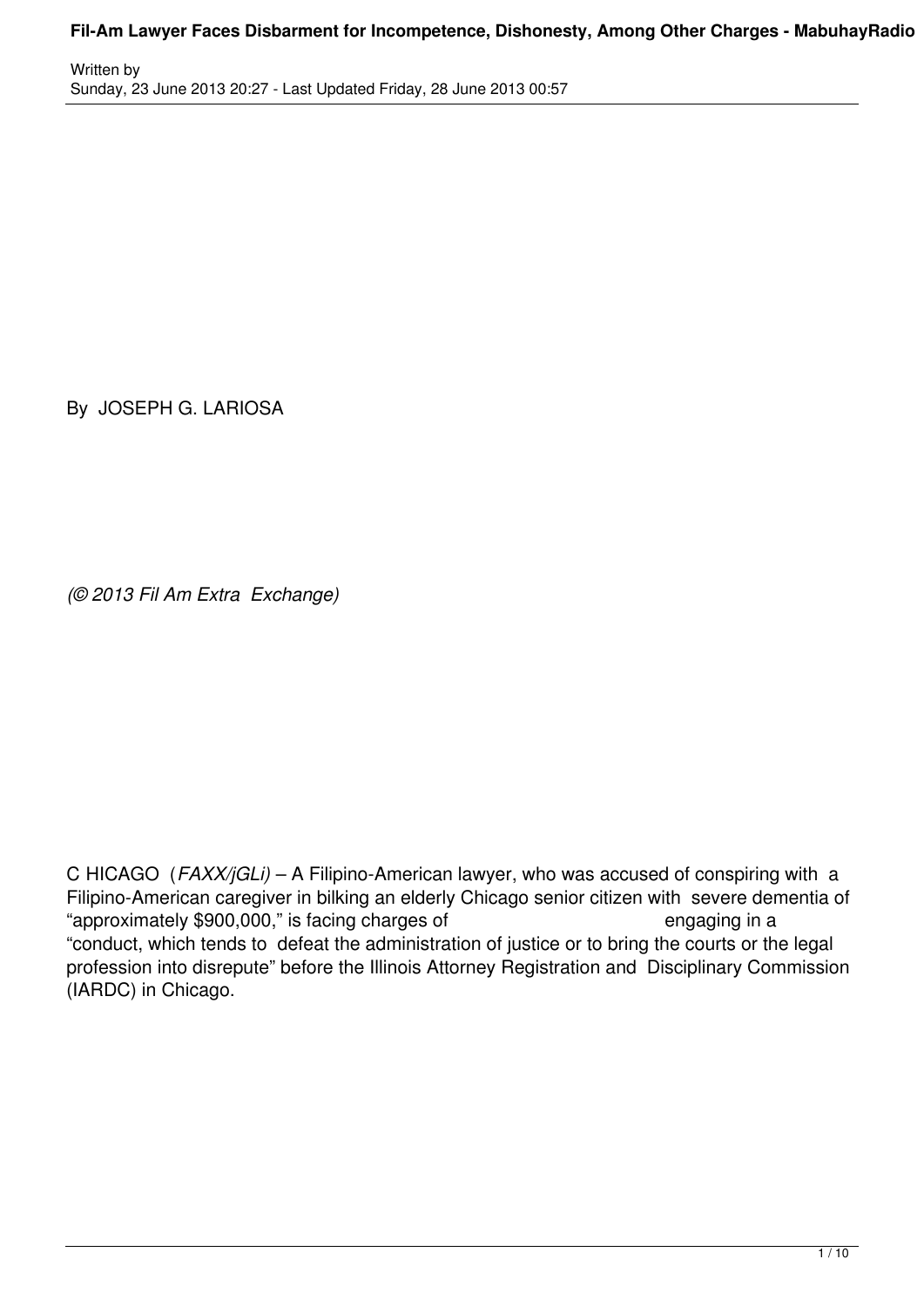By JOSEPH G. LARIOSA

*(© 2013 Fil Am Extra Exchange)*

C HICAGO (*FAXX/jGLi)* – A Filipino-American lawyer, who was accused of conspiring with a Filipino-American caregiver in bilking an elderly Chicago senior citizen with severe dementia of "approximately $900,000," is facing charges of engaging in a "conduct, which tends to defeat the administration of justice or to bring the courts or the legal profession into disrepute" before the Illinois Attorney Registration and Disciplinary Commission (IARDC) in Chicago.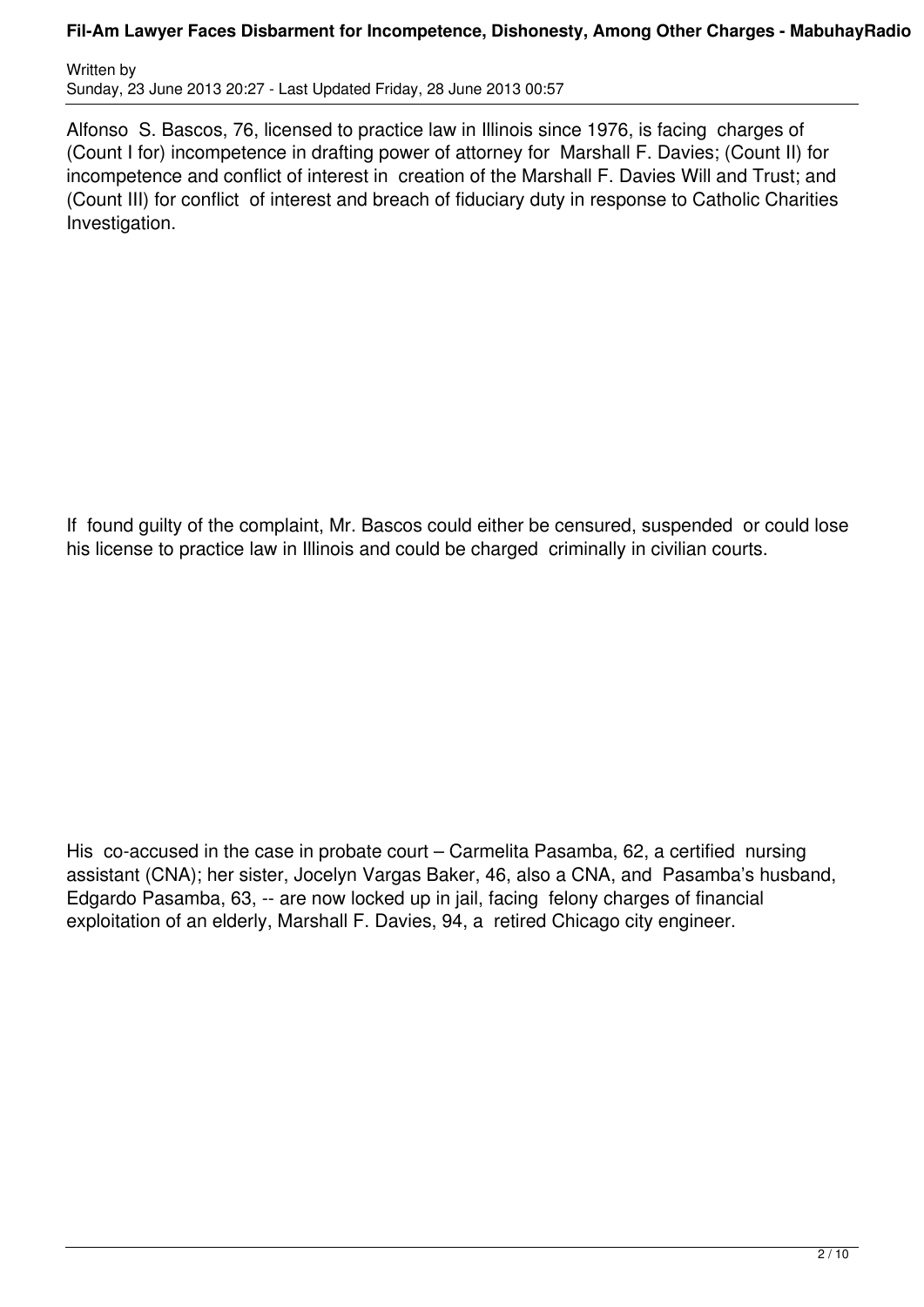Alfonso S. Bascos, 76, licensed to practice law in Illinois since 1976, is facing charges of (Count I for) incompetence in drafting power of attorney for Marshall F. Davies; (Count II) for incompetence and conflict of interest in creation of the Marshall F. Davies Will and Trust; and (Count III) for conflict of interest and breach of fiduciary duty in response to Catholic Charities Investigation.

If found guilty of the complaint, Mr. Bascos could either be censured, suspended or could lose his license to practice law in Illinois and could be charged criminally in civilian courts.

His co-accused in the case in probate court – Carmelita Pasamba, 62, a certified nursing assistant (CNA); her sister, Jocelyn Vargas Baker, 46, also a CNA, and Pasamba's husband, Edgardo Pasamba, 63, -- are now locked up in jail, facing felony charges of financial exploitation of an elderly, Marshall F. Davies, 94, a retired Chicago city engineer.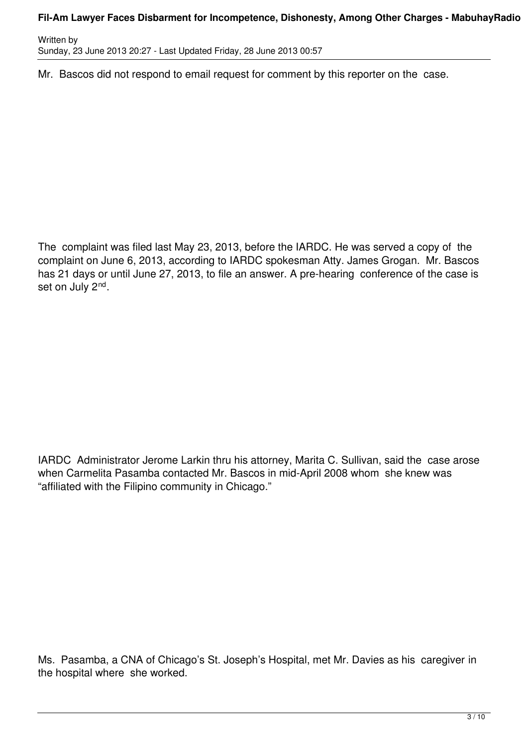Mr. Bascos did not respond to email request for comment by this reporter on the case.

The complaint was filed last May 23, 2013, before the IARDC. He was served a copy of the complaint on June 6, 2013, according to IARDC spokesman Atty. James Grogan. Mr. Bascos has 21 days or until June 27, 2013, to file an answer. A pre-hearing conference of the case is set on July 2nd.

IARDC Administrator Jerome Larkin thru his attorney, Marita C. Sullivan, said the case arose when Carmelita Pasamba contacted Mr. Bascos in mid-April 2008 whom she knew was "affiliated with the Filipino community in Chicago."

Ms. Pasamba, a CNA of Chicago's St. Joseph's Hospital, met Mr. Davies as his caregiver in the hospital where she worked.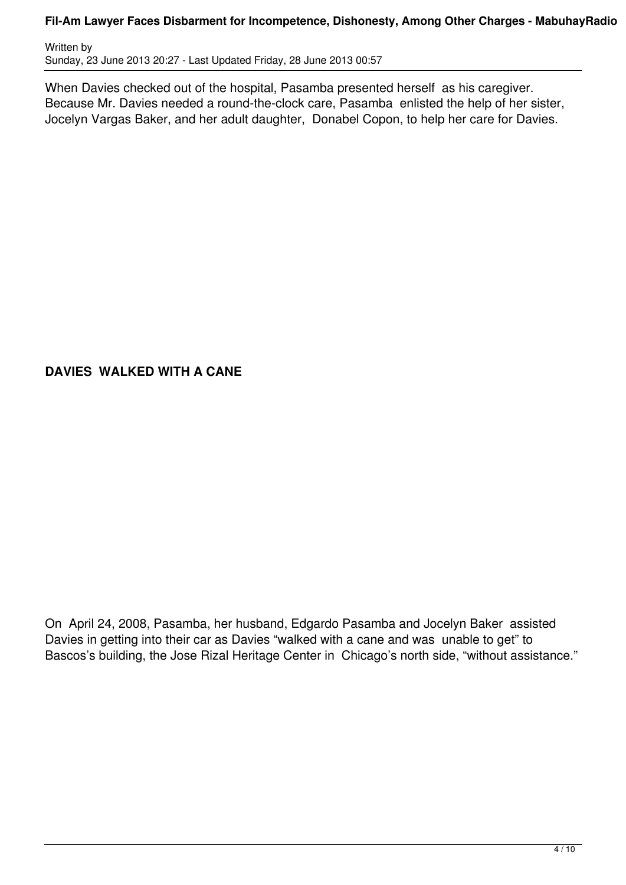When Davies checked out of the hospital, Pasamba presented herself as his caregiver. Because Mr. Davies needed a round-the-clock care, Pasamba enlisted the help of her sister, Jocelyn Vargas Baker, and her adult daughter, Donabel Copon, to help her care for Davies.

**DAVIES WALKED WITH A CANE**

On April 24, 2008, Pasamba, her husband, Edgardo Pasamba and Jocelyn Baker assisted Davies in getting into their car as Davies "walked with a cane and was unable to get" to Bascos's building, the Jose Rizal Heritage Center in Chicago's north side, "without assistance."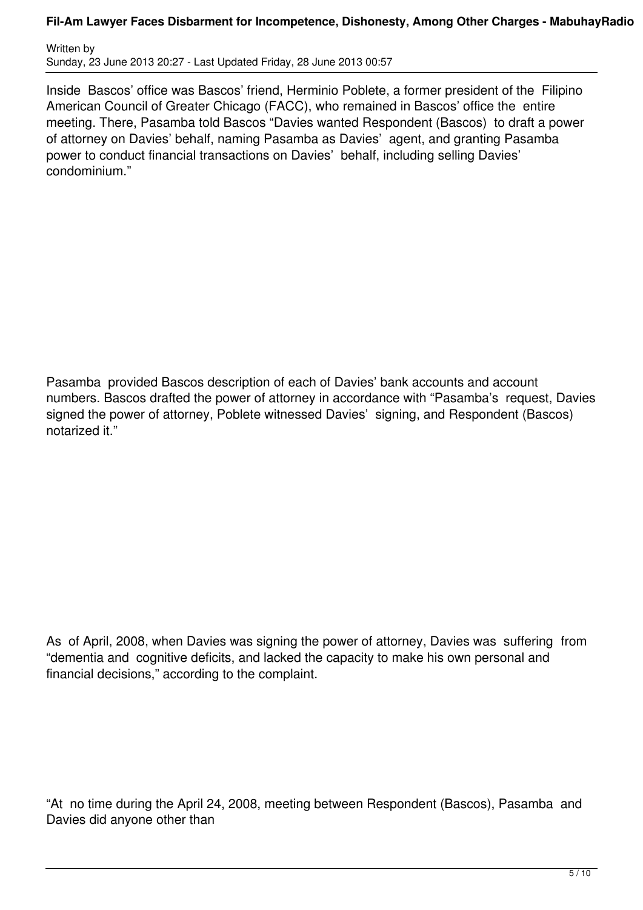Inside Bascos' office was Bascos' friend, Herminio Poblete, a former president of the Filipino American Council of Greater Chicago (FACC), who remained in Bascos' office the entire meeting. There, Pasamba told Bascos "Davies wanted Respondent (Bascos) to draft a power of attorney on Davies' behalf, naming Pasamba as Davies' agent, and granting Pasamba power to conduct financial transactions on Davies' behalf, including selling Davies' condominium."

Pasamba provided Bascos description of each of Davies' bank accounts and account numbers. Bascos drafted the power of attorney in accordance with "Pasamba's request, Davies signed the power of attorney, Poblete witnessed Davies' signing, and Respondent (Bascos) notarized it."

As of April, 2008, when Davies was signing the power of attorney, Davies was suffering from "dementia and cognitive deficits, and lacked the capacity to make his own personal and financial decisions," according to the complaint.

"At no time during the April 24, 2008, meeting between Respondent (Bascos), Pasamba and Davies did anyone other than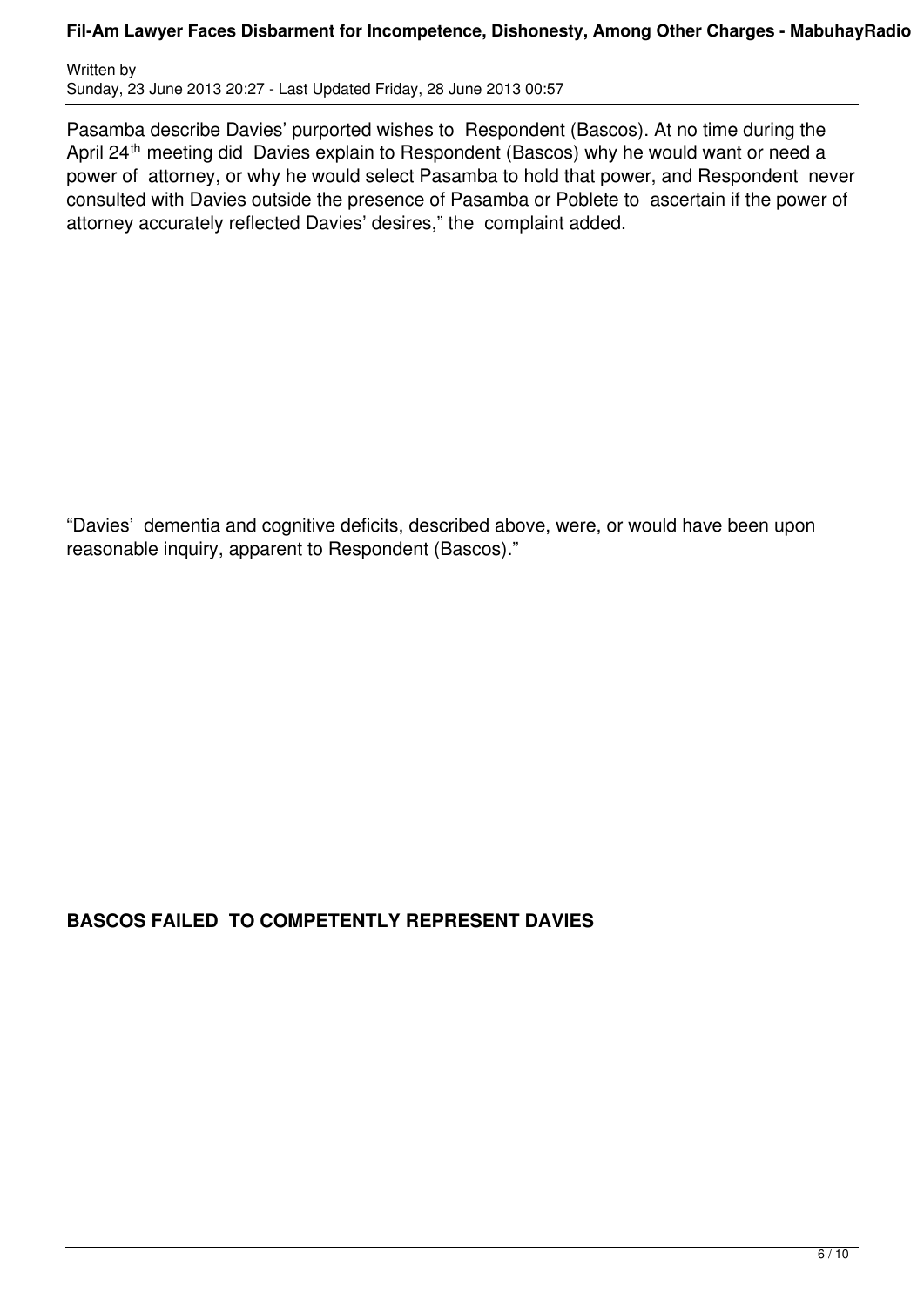Pasamba describe Davies' purported wishes to Respondent (Bascos). At no time during the April 24th meeting did Davies explain to Respondent (Bascos) why he would want or need a power of attorney, or why he would select Pasamba to hold that power, and Respondent never consulted with Davies outside the presence of Pasamba or Poblete to ascertain if the power of attorney accurately reflected Davies' desires," the complaint added.

"Davies' dementia and cognitive deficits, described above, were, or would have been upon reasonable inquiry, apparent to Respondent (Bascos)."

**BASCOS FAILED TO COMPETENTLY REPRESENT DAVIES**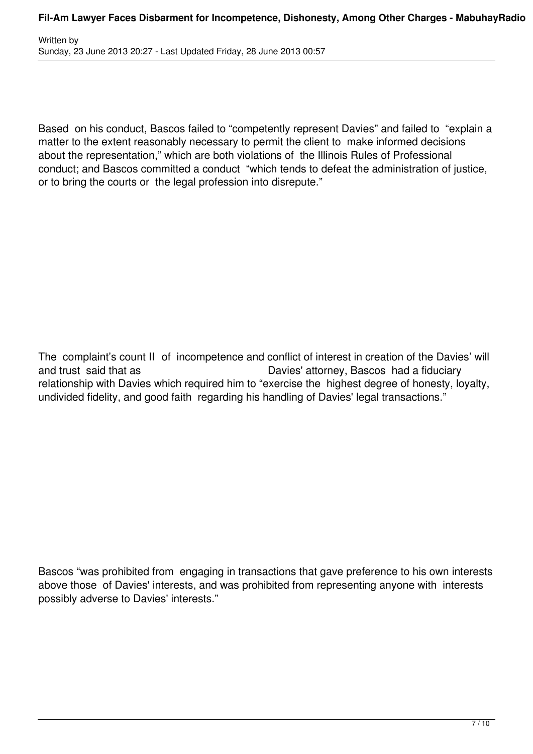Based on his conduct, Bascos failed to "competently represent Davies" and failed to "explain a matter to the extent reasonably necessary to permit the client to make informed decisions about the representation," which are both violations of the Illinois Rules of Professional conduct; and Bascos committed a conduct "which tends to defeat the administration of justice, or to bring the courts or the legal profession into disrepute."

The complaint's count II of incompetence and conflict of interest in creation of the Davies' will and trust said that as Davies' attorney, Bascos had a fiduciary relationship with Davies which required him to "exercise the highest degree of honesty, loyalty, undivided fidelity, and good faith regarding his handling of Davies' legal transactions."

Bascos "was prohibited from engaging in transactions that gave preference to his own interests above those of Davies' interests, and was prohibited from representing anyone with interests possibly adverse to Davies' interests."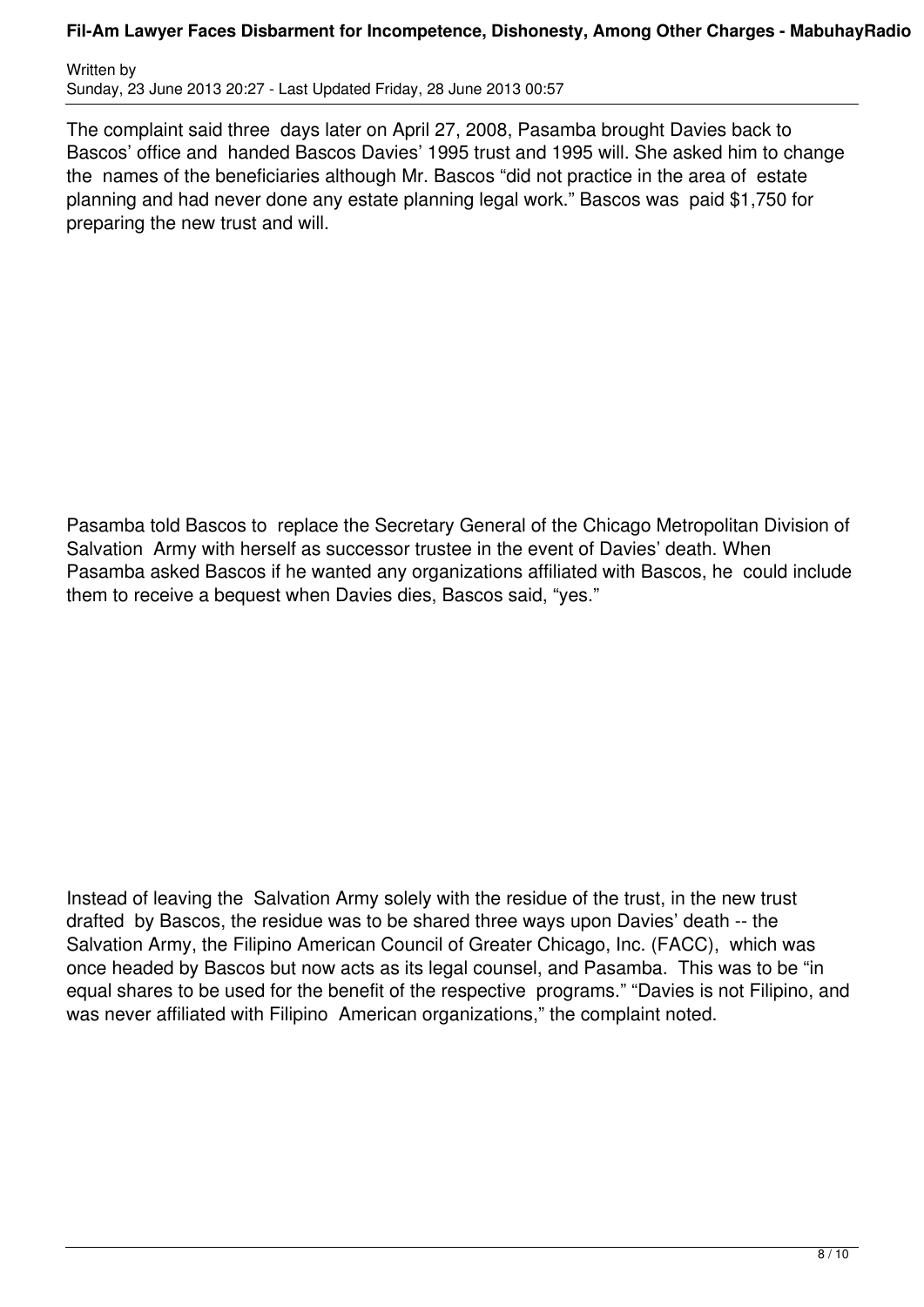The complaint said three days later on April 27, 2008, Pasamba brought Davies back to Bascos' office and handed Bascos Davies' 1995 trust and 1995 will. She asked him to change the names of the beneficiaries although Mr. Bascos "did not practice in the area of estate planning and had never done any estate planning legal work." Bascos was paid $1,750 for preparing the new trust and will.

Pasamba told Bascos to replace the Secretary General of the Chicago Metropolitan Division of Salvation Army with herself as successor trustee in the event of Davies' death. When Pasamba asked Bascos if he wanted any organizations affiliated with Bascos, he could include them to receive a bequest when Davies dies, Bascos said, "yes."

Instead of leaving the Salvation Army solely with the residue of the trust, in the new trust drafted by Bascos, the residue was to be shared three ways upon Davies' death -- the Salvation Army, the Filipino American Council of Greater Chicago, Inc. (FACC), which was once headed by Bascos but now acts as its legal counsel, and Pasamba. This was to be "in equal shares to be used for the benefit of the respective programs." "Davies is not Filipino, and was never affiliated with Filipino American organizations," the complaint noted.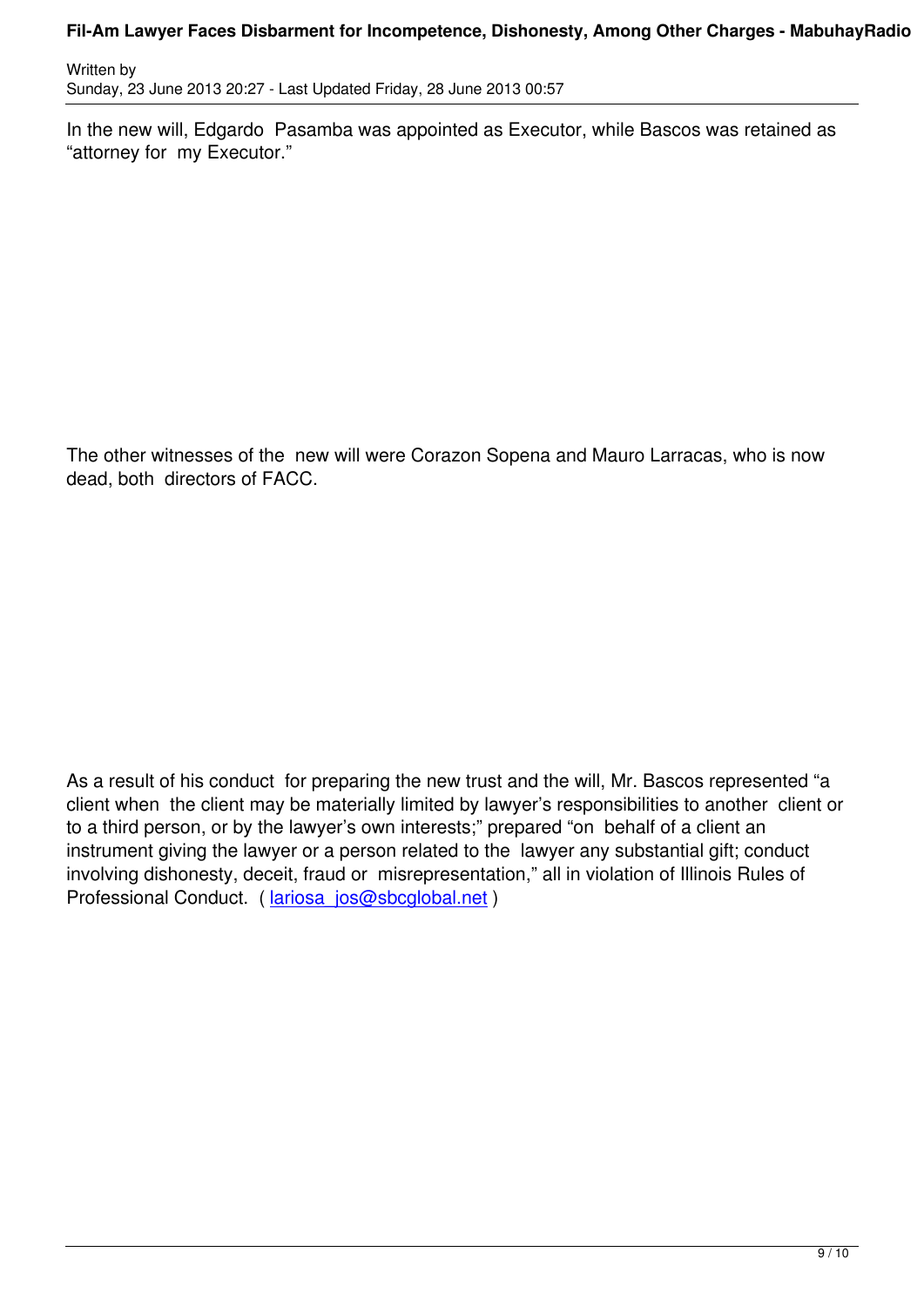In the new will, Edgardo Pasamba was appointed as Executor, while Bascos was retained as "attorney for my Executor."

The other witnesses of the new will were Corazon Sopena and Mauro Larracas, who is now dead, both directors of FACC.

As a result of his conduct for preparing the new trust and the will, Mr. Bascos represented "a client when the client may be materially limited by lawyer's responsibilities to another client or to a third person, or by the lawyer's own interests;" prepared "on behalf of a client an instrument giving the lawyer or a person related to the lawyer any substantial gift; conduct involving dishonesty, deceit, fraud or misrepresentation," all in violation of Illinois Rules of Professional Conduct. ( lariosa_jos@sbcglobal.net )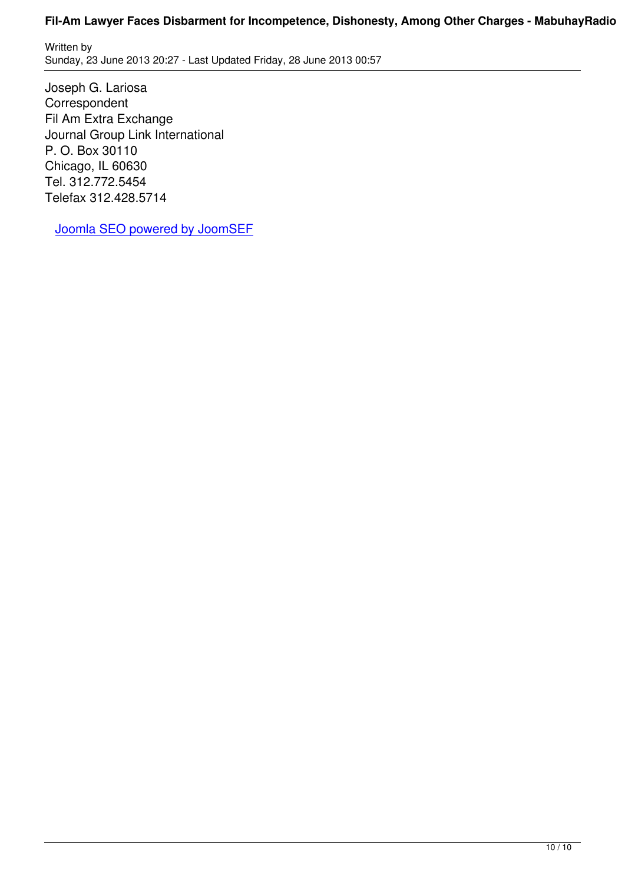Joseph G. Lariosa
Correspondent
Fil Am Extra Exchange
Journal Group Link International
P. O. Box 30110
Chicago, IL 60630
Tel. 312.772.5454
Telefax 312.428.5714

Joomla SEO powered by JoomSEF